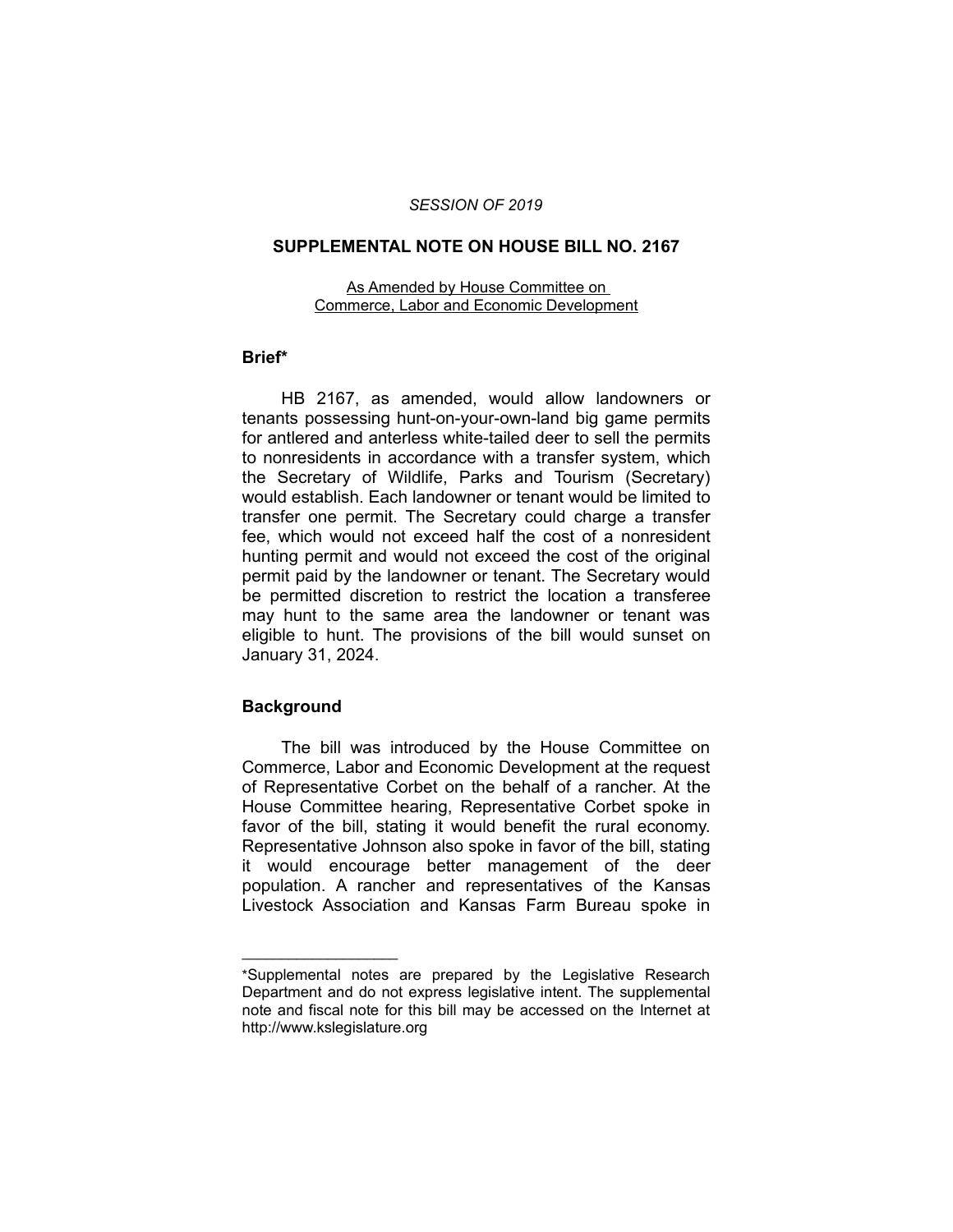*SESSION OF 2019*

# SUPPLEMENTAL NOTE ON HOUSE BILL NO. 2167

As Amended by House Committee on Commerce, Labor and Economic Development

## Brief*

HB 2167, as amended, would allow landowners or tenants possessing hunt-on-your-own-land big game permits for antlered and anterless white-tailed deer to sell the permits to nonresidents in accordance with a transfer system, which the Secretary of Wildlife, Parks and Tourism (Secretary) would establish. Each landowner or tenant would be limited to transfer one permit. The Secretary could charge a transfer fee, which would not exceed half the cost of a nonresident hunting permit and would not exceed the cost of the original permit paid by the landowner or tenant. The Secretary would be permitted discretion to restrict the location a transferee may hunt to the same area the landowner or tenant was eligible to hunt. The provisions of the bill would sunset on January 31, 2024.

## Background

The bill was introduced by the House Committee on Commerce, Labor and Economic Development at the request of Representative Corbet on the behalf of a rancher. At the House Committee hearing, Representative Corbet spoke in favor of the bill, stating it would benefit the rural economy. Representative Johnson also spoke in favor of the bill, stating it would encourage better management of the deer population. A rancher and representatives of the Kansas Livestock Association and Kansas Farm Bureau spoke in

---

*Supplemental notes are prepared by the Legislative Research Department and do not express legislative intent. The supplemental note and fiscal note for this bill may be accessed on the Internet at http://www.kslegislature.org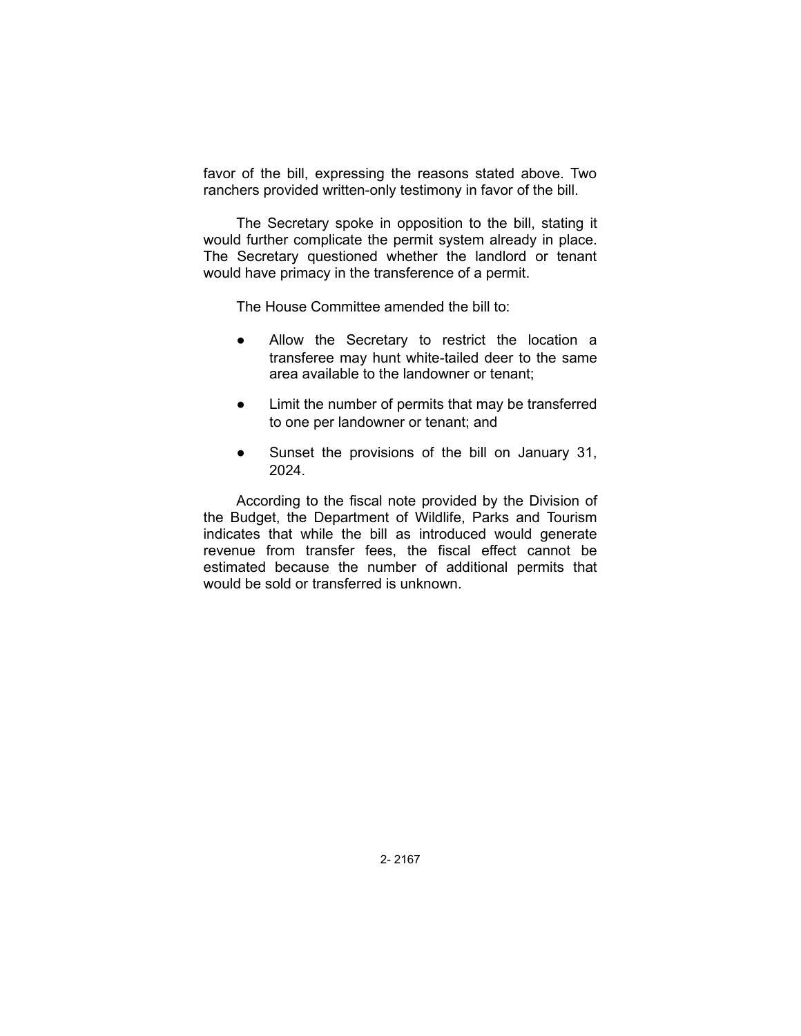favor of the bill, expressing the reasons stated above. Two ranchers provided written-only testimony in favor of the bill.

The Secretary spoke in opposition to the bill, stating it would further complicate the permit system already in place. The Secretary questioned whether the landlord or tenant would have primacy in the transference of a permit.

The House Committee amended the bill to:

- Allow the Secretary to restrict the location a transferee may hunt white-tailed deer to the same area available to the landowner or tenant;
- Limit the number of permits that may be transferred to one per landowner or tenant; and
- Sunset the provisions of the bill on January 31, 2024.

According to the fiscal note provided by the Division of the Budget, the Department of Wildlife, Parks and Tourism indicates that while the bill as introduced would generate revenue from transfer fees, the fiscal effect cannot be estimated because the number of additional permits that would be sold or transferred is unknown.